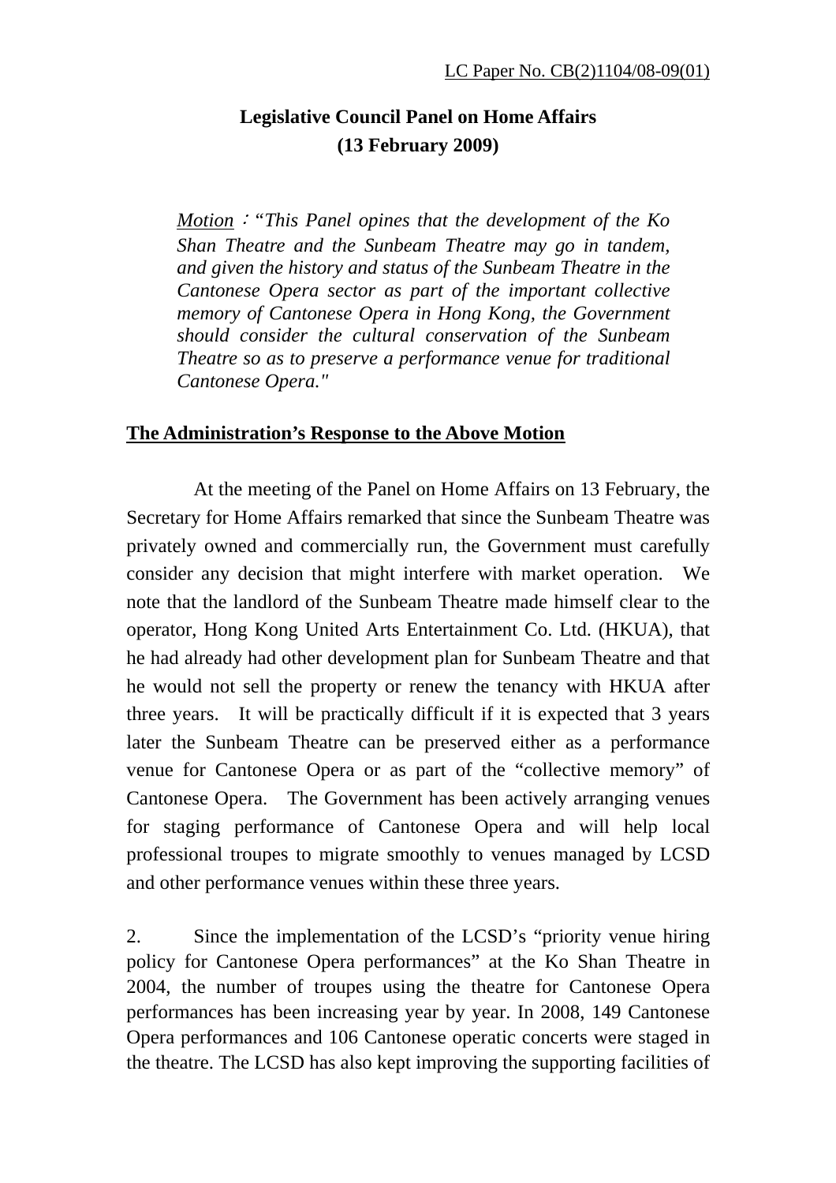LC Paper No. CB(2)1104/08-09(01)

# Legislative Council Panel on Home Affairs
# (13 February 2009)

> Motion：*"This Panel opines that the development of the Ko Shan Theatre and the Sunbeam Theatre may go in tandem, and given the history and status of the Sunbeam Theatre in the Cantonese Opera sector as part of the important collective memory of Cantonese Opera in Hong Kong, the Government should consider the cultural conservation of the Sunbeam Theatre so as to preserve a performance venue for traditional Cantonese Opera."*

## The Administration's Response to the Above Motion

At the meeting of the Panel on Home Affairs on 13 February, the Secretary for Home Affairs remarked that since the Sunbeam Theatre was privately owned and commercially run, the Government must carefully consider any decision that might interfere with market operation. We note that the landlord of the Sunbeam Theatre made himself clear to the operator, Hong Kong United Arts Entertainment Co. Ltd. (HKUA), that he had already had other development plan for Sunbeam Theatre and that he would not sell the property or renew the tenancy with HKUA after three years. It will be practically difficult if it is expected that 3 years later the Sunbeam Theatre can be preserved either as a performance venue for Cantonese Opera or as part of the "collective memory" of Cantonese Opera. The Government has been actively arranging venues for staging performance of Cantonese Opera and will help local professional troupes to migrate smoothly to venues managed by LCSD and other performance venues within these three years.

2. Since the implementation of the LCSD's "priority venue hiring policy for Cantonese Opera performances" at the Ko Shan Theatre in 2004, the number of troupes using the theatre for Cantonese Opera performances has been increasing year by year. In 2008, 149 Cantonese Opera performances and 106 Cantonese operatic concerts were staged in the theatre. The LCSD has also kept improving the supporting facilities of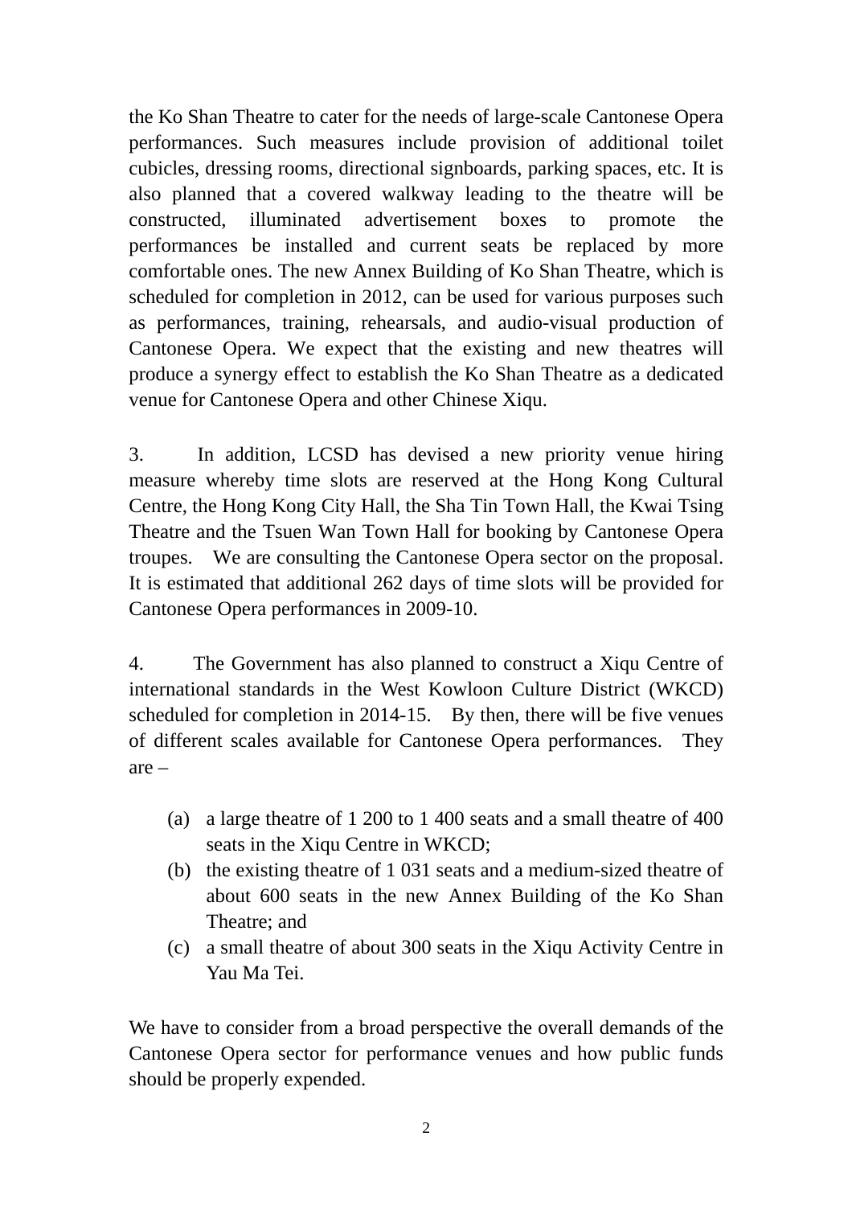the Ko Shan Theatre to cater for the needs of large-scale Cantonese Opera performances. Such measures include provision of additional toilet cubicles, dressing rooms, directional signboards, parking spaces, etc. It is also planned that a covered walkway leading to the theatre will be constructed, illuminated advertisement boxes to promote the performances be installed and current seats be replaced by more comfortable ones. The new Annex Building of Ko Shan Theatre, which is scheduled for completion in 2012, can be used for various purposes such as performances, training, rehearsals, and audio-visual production of Cantonese Opera. We expect that the existing and new theatres will produce a synergy effect to establish the Ko Shan Theatre as a dedicated venue for Cantonese Opera and other Chinese Xiqu.

3. In addition, LCSD has devised a new priority venue hiring measure whereby time slots are reserved at the Hong Kong Cultural Centre, the Hong Kong City Hall, the Sha Tin Town Hall, the Kwai Tsing Theatre and the Tsuen Wan Town Hall for booking by Cantonese Opera troupes. We are consulting the Cantonese Opera sector on the proposal. It is estimated that additional 262 days of time slots will be provided for Cantonese Opera performances in 2009-10.

4. The Government has also planned to construct a Xiqu Centre of international standards in the West Kowloon Culture District (WKCD) scheduled for completion in 2014-15. By then, there will be five venues of different scales available for Cantonese Opera performances. They are –

(a) a large theatre of 1 200 to 1 400 seats and a small theatre of 400 seats in the Xiqu Centre in WKCD;
(b) the existing theatre of 1 031 seats and a medium-sized theatre of about 600 seats in the new Annex Building of the Ko Shan Theatre; and
(c) a small theatre of about 300 seats in the Xiqu Activity Centre in Yau Ma Tei.

We have to consider from a broad perspective the overall demands of the Cantonese Opera sector for performance venues and how public funds should be properly expended.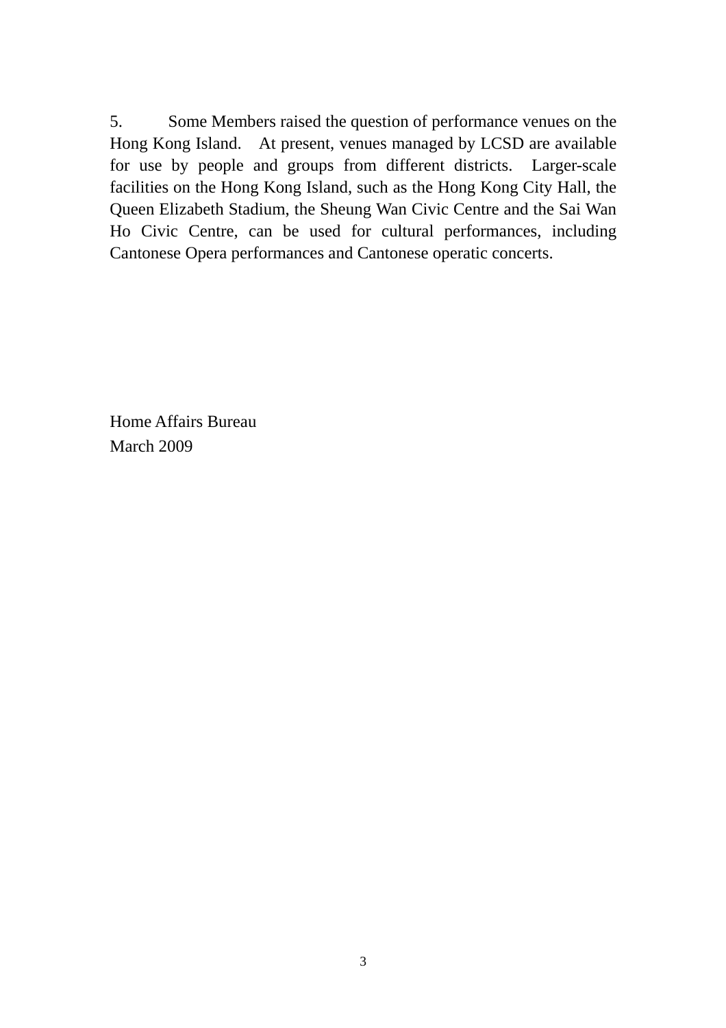5. Some Members raised the question of performance venues on the Hong Kong Island. At present, venues managed by LCSD are available for use by people and groups from different districts. Larger-scale facilities on the Hong Kong Island, such as the Hong Kong City Hall, the Queen Elizabeth Stadium, the Sheung Wan Civic Centre and the Sai Wan Ho Civic Centre, can be used for cultural performances, including Cantonese Opera performances and Cantonese operatic concerts.

Home Affairs Bureau  
March 2009